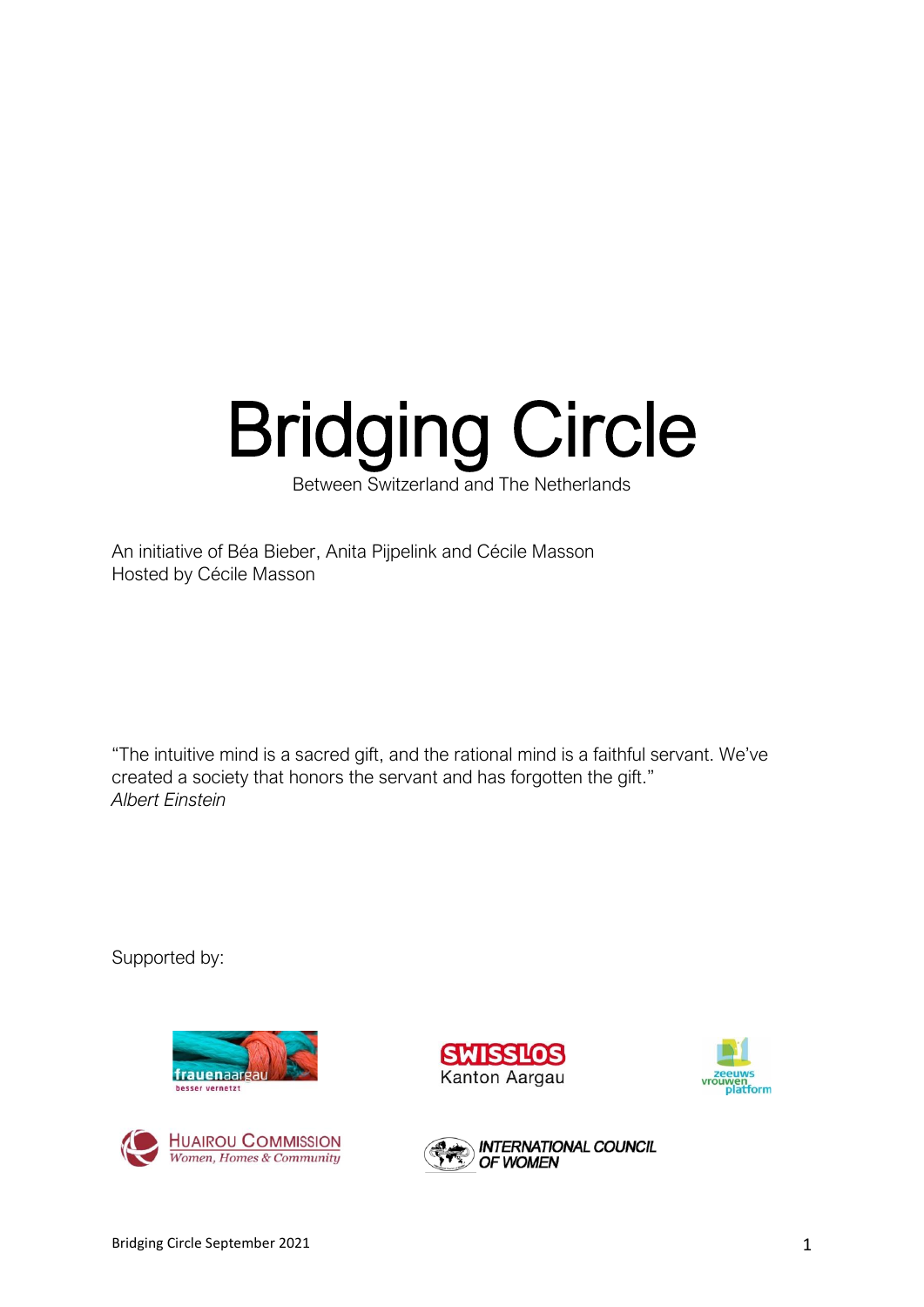# Bridging Circle

Between Switzerland and The Netherlands

An initiative of Béa Bieber, Anita Pijpelink and Cécile Masson
Hosted by Cécile Masson

"The intuitive mind is a sacred gift, and the rational mind is a faithful servant. We've created a society that honors the servant and has forgotten the gift."
*Albert Einstein*

Supported by:

frauenaargau besser vernetzt

SWISSLOS Kanton Aargau

zeeuws vrouwen platform

Huairou Commission Women, Homes & Community

International Council of Women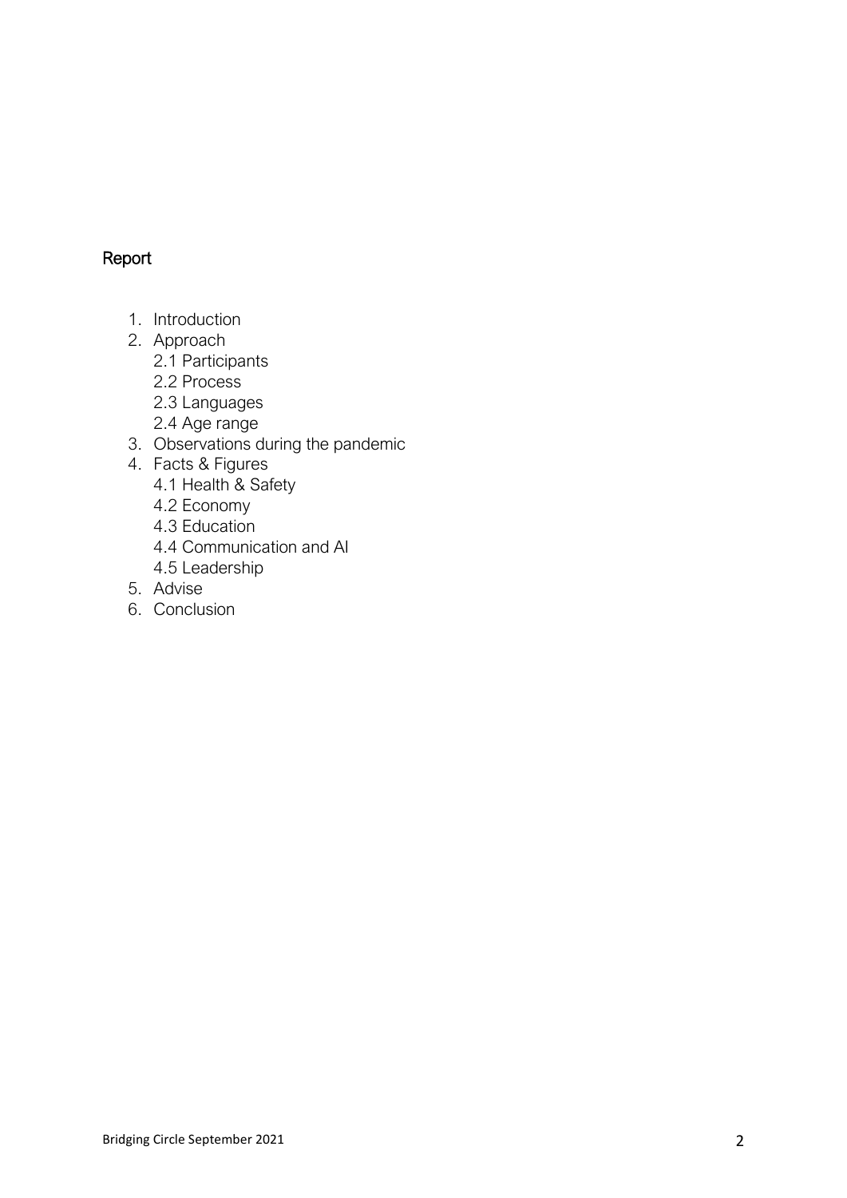## Report

1. Introduction
2. Approach
   2.1 Participants
   2.2 Process
   2.3 Languages
   2.4 Age range
3. Observations during the pandemic
4. Facts & Figures
   4.1 Health & Safety
   4.2 Economy
   4.3 Education
   4.4 Communication and AI
   4.5 Leadership
5. Advise
6. Conclusion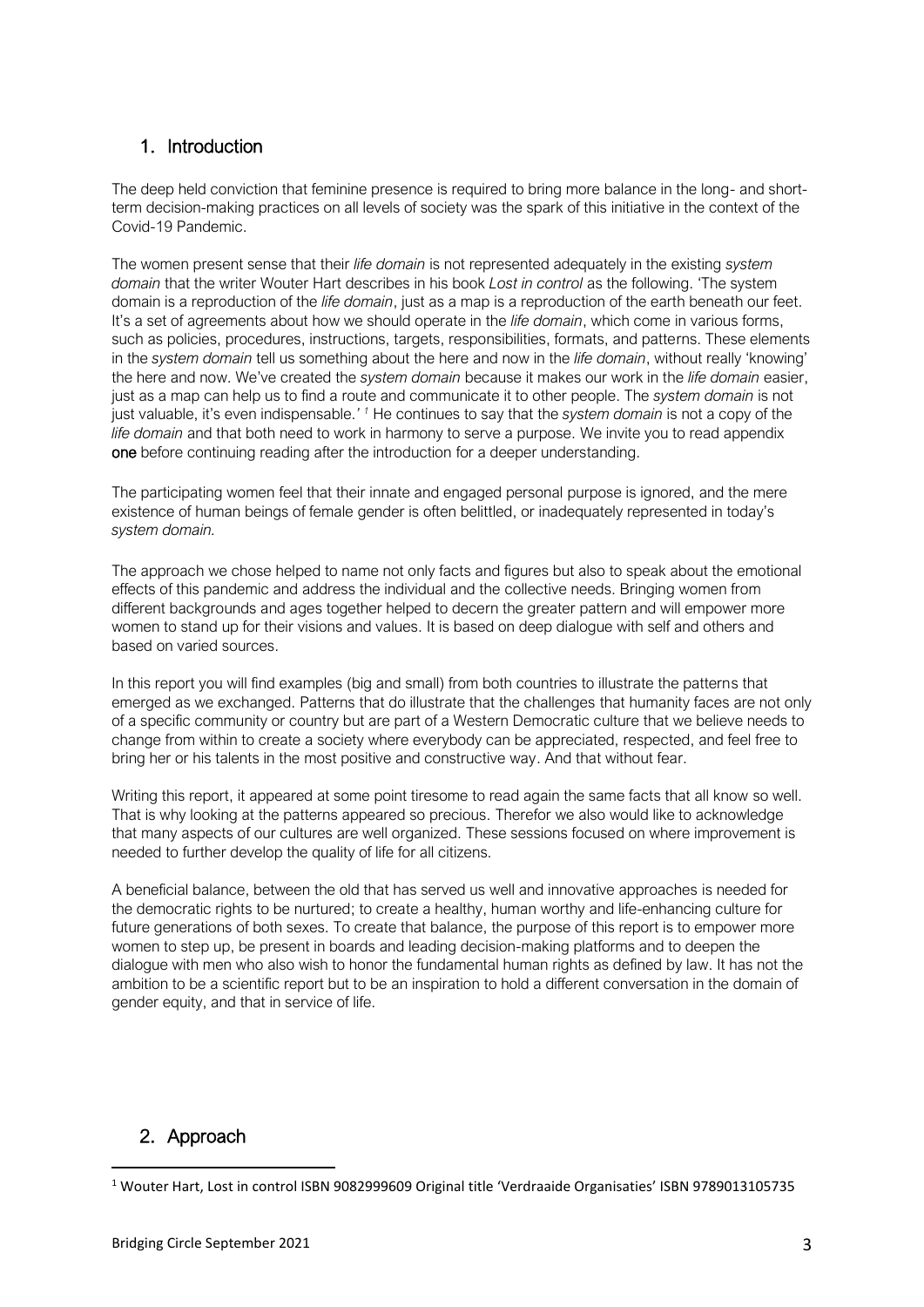## 1. Introduction

The deep held conviction that feminine presence is required to bring more balance in the long- and short-term decision-making practices on all levels of society was the spark of this initiative in the context of the Covid-19 Pandemic.

The women present sense that their *life domain* is not represented adequately in the existing *system domain* that the writer Wouter Hart describes in his book *Lost in control* as the following. 'The system domain is a reproduction of the *life domain*, just as a map is a reproduction of the earth beneath our feet. It's a set of agreements about how we should operate in the *life domain*, which come in various forms, such as policies, procedures, instructions, targets, responsibilities, formats, and patterns. These elements in the *system domain* tell us something about the here and now in the *life domain*, without really 'knowing' the here and now. We've created the *system domain* because it makes our work in the *life domain* easier, just as a map can help us to find a route and communicate it to other people. The *system domain* is not just valuable, it's even indispensable.' [1] He continues to say that the *system domain* is not a copy of the *life domain* and that both need to work in harmony to serve a purpose. We invite you to read appendix **one** before continuing reading after the introduction for a deeper understanding.

The participating women feel that their innate and engaged personal purpose is ignored, and the mere existence of human beings of female gender is often belittled, or inadequately represented in today's *system domain.*

The approach we chose helped to name not only facts and figures but also to speak about the emotional effects of this pandemic and address the individual and the collective needs. Bringing women from different backgrounds and ages together helped to decern the greater pattern and will empower more women to stand up for their visions and values. It is based on deep dialogue with self and others and based on varied sources.

In this report you will find examples (big and small) from both countries to illustrate the patterns that emerged as we exchanged. Patterns that do illustrate that the challenges that humanity faces are not only of a specific community or country but are part of a Western Democratic culture that we believe needs to change from within to create a society where everybody can be appreciated, respected, and feel free to bring her or his talents in the most positive and constructive way. And that without fear.

Writing this report, it appeared at some point tiresome to read again the same facts that all know so well. That is why looking at the patterns appeared so precious. Therefor we also would like to acknowledge that many aspects of our cultures are well organized. These sessions focused on where improvement is needed to further develop the quality of life for all citizens.

A beneficial balance, between the old that has served us well and innovative approaches is needed for the democratic rights to be nurtured; to create a healthy, human worthy and life-enhancing culture for future generations of both sexes. To create that balance, the purpose of this report is to empower more women to step up, be present in boards and leading decision-making platforms and to deepen the dialogue with men who also wish to honor the fundamental human rights as defined by law. It has not the ambition to be a scientific report but to be an inspiration to hold a different conversation in the domain of gender equity, and that in service of life.

## 2. Approach

[1] Wouter Hart, Lost in control ISBN 9082999609 Original title 'Verdraaide Organisaties' ISBN 9789013105735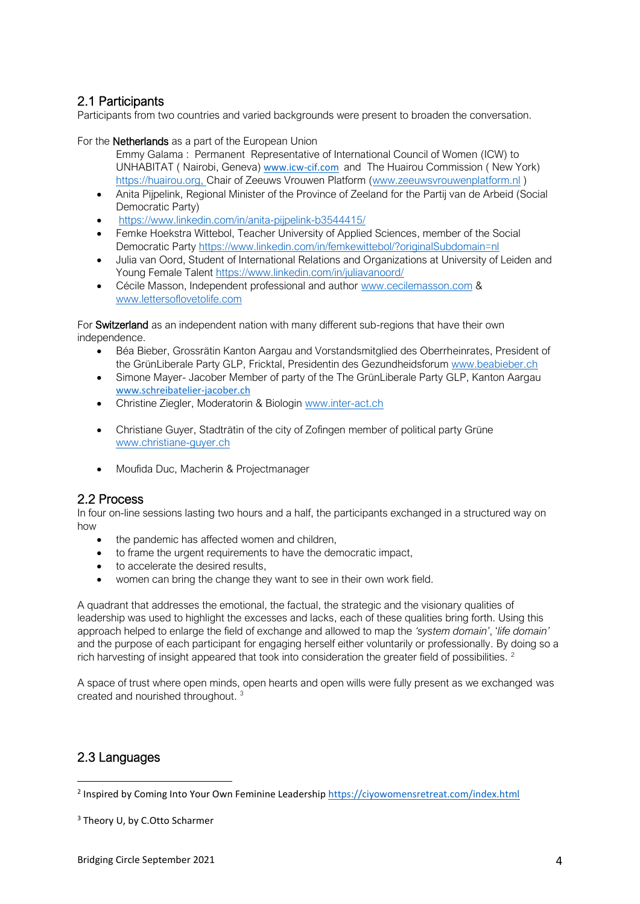## 2.1 Participants

Participants from two countries and varied backgrounds were present to broaden the conversation.

For the **Netherlands** as a part of the European Union

Emmy Galama : Permanent Representative of International Council of Women (ICW) to UNHABITAT ( Nairobi, Geneva) www.icw-cif.com and The Huairou Commission ( New York) https://huairou.org, Chair of Zeeuws Vrouwen Platform (www.zeeuwsvrouwenplatform.nl )

- Anita Pijpelink, Regional Minister of the Province of Zeeland for the Partij van de Arbeid (Social Democratic Party)
- https://www.linkedin.com/in/anita-pijpelink-b3544415/
- Femke Hoekstra Wittebol, Teacher University of Applied Sciences, member of the Social Democratic Party https://www.linkedin.com/in/femkewittebol/?originalSubdomain=nl
- Julia van Oord, Student of International Relations and Organizations at University of Leiden and Young Female Talent https://www.linkedin.com/in/juliavanoord/
- Cécile Masson, Independent professional and author www.cecilemasson.com & www.lettersoflovetolife.com

For **Switzerland** as an independent nation with many different sub-regions that have their own independence.

- Béa Bieber, Grossrätin Kanton Aargau and Vorstandsmitglied des Oberrheinrates, President of the GrünLiberale Party GLP, Fricktal, Presidentin des Gezundheidsforum www.beabieber.ch
- Simone Mayer- Jacober Member of party of the The GrünLiberale Party GLP, Kanton Aargau www.schreibatelier-jacober.ch
- Christine Ziegler, Moderatorin & Biologin www.inter-act.ch
- Christiane Guyer, Stadträtin of the city of Zofingen member of political party Grüne www.christiane-guyer.ch
- Moufida Duc, Macherin & Projectmanager

## 2.2 Process

In four on-line sessions lasting two hours and a half, the participants exchanged in a structured way on how

- the pandemic has affected women and children,
- to frame the urgent requirements to have the democratic impact,
- to accelerate the desired results,
- women can bring the change they want to see in their own work field.

A quadrant that addresses the emotional, the factual, the strategic and the visionary qualities of leadership was used to highlight the excesses and lacks, each of these qualities bring forth. Using this approach helped to enlarge the field of exchange and allowed to map the *'system domain'*, '*life domain'* and the purpose of each participant for engaging herself either voluntarily or professionally. By doing so a rich harvesting of insight appeared that took into consideration the greater field of possibilities. [2]

A space of trust where open minds, open hearts and open wills were fully present as we exchanged was created and nourished throughout. [3]

## 2.3 Languages

---

[2] Inspired by Coming Into Your Own Feminine Leadership https://ciyowomensretreat.com/index.html

[3] Theory U, by C.Otto Scharmer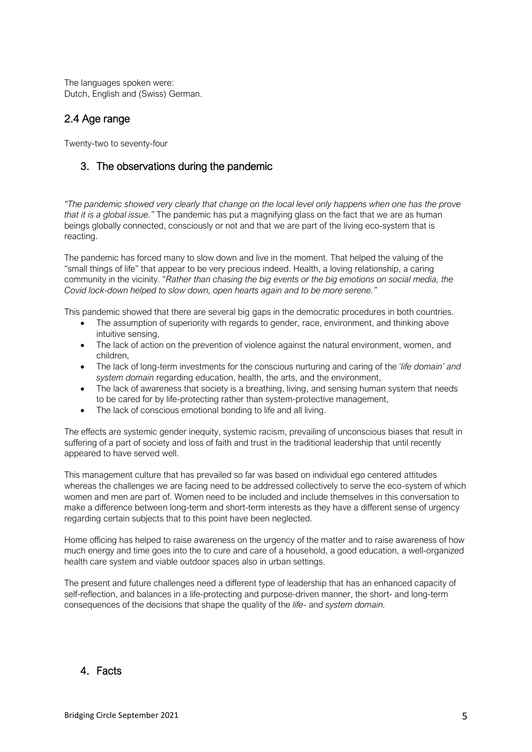The languages spoken were:
Dutch, English and (Swiss) German.

## 2.4 Age range

Twenty-two to seventy-four

## 3. The observations during the pandemic

*"The pandemic showed very clearly that change on the local level only happens when one has the prove that it is a global issue."* The pandemic has put a magnifying glass on the fact that we are as human beings globally connected, consciously or not and that we are part of the living eco-system that is reacting.

The pandemic has forced many to slow down and live in the moment. That helped the valuing of the "small things of life" that appear to be very precious indeed. Health, a loving relationship, a caring community in the vicinity. "*Rather than chasing the big events or the big emotions on social media, the Covid lock-down helped to slow down, open hearts again and to be more serene."*

This pandemic showed that there are several big gaps in the democratic procedures in both countries.

- The assumption of superiority with regards to gender, race, environment, and thinking above intuitive sensing,
- The lack of action on the prevention of violence against the natural environment, women, and children,
- The lack of long-term investments for the conscious nurturing and caring of the *'life domain' and system domain* regarding education, health, the arts, and the environment,
- The lack of awareness that society is a breathing, living, and sensing human system that needs to be cared for by life-protecting rather than system-protective management,
- The lack of conscious emotional bonding to life and all living.

The effects are systemic gender inequity, systemic racism, prevailing of unconscious biases that result in suffering of a part of society and loss of faith and trust in the traditional leadership that until recently appeared to have served well.

This management culture that has prevailed so far was based on individual ego centered attitudes whereas the challenges we are facing need to be addressed collectively to serve the eco-system of which women and men are part of. Women need to be included and include themselves in this conversation to make a difference between long-term and short-term interests as they have a different sense of urgency regarding certain subjects that to this point have been neglected.

Home officing has helped to raise awareness on the urgency of the matter and to raise awareness of how much energy and time goes into the to cure and care of a household, a good education, a well-organized health care system and viable outdoor spaces also in urban settings.

The present and future challenges need a different type of leadership that has an enhanced capacity of self-reflection, and balances in a life-protecting and purpose-driven manner, the short- and long-term consequences of the decisions that shape the quality of the *life-* and *system domain.*

## 4. Facts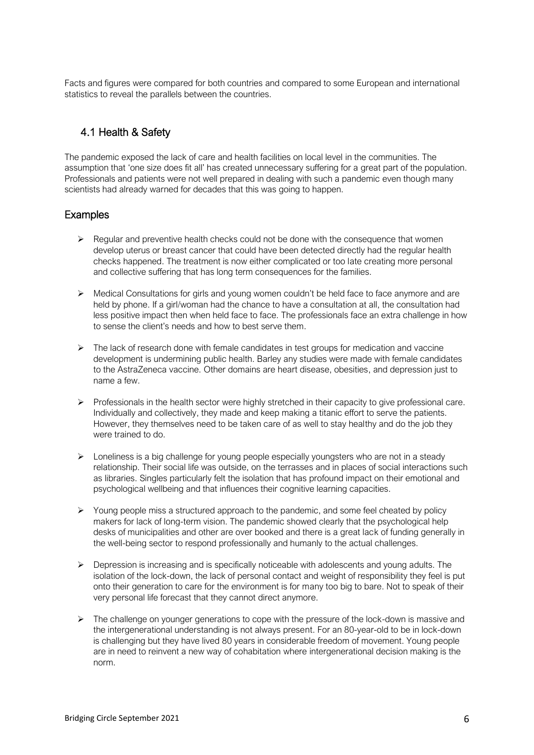Facts and figures were compared for both countries and compared to some European and international statistics to reveal the parallels between the countries.

## 4.1 Health & Safety

The pandemic exposed the lack of care and health facilities on local level in the communities. The assumption that 'one size does fit all' has created unnecessary suffering for a great part of the population. Professionals and patients were not well prepared in dealing with such a pandemic even though many scientists had already warned for decades that this was going to happen.

### Examples

- Regular and preventive health checks could not be done with the consequence that women develop uterus or breast cancer that could have been detected directly had the regular health checks happened. The treatment is now either complicated or too late creating more personal and collective suffering that has long term consequences for the families.
- Medical Consultations for girls and young women couldn't be held face to face anymore and are held by phone. If a girl/woman had the chance to have a consultation at all, the consultation had less positive impact then when held face to face. The professionals face an extra challenge in how to sense the client's needs and how to best serve them.
- The lack of research done with female candidates in test groups for medication and vaccine development is undermining public health. Barley any studies were made with female candidates to the AstraZeneca vaccine. Other domains are heart disease, obesities, and depression just to name a few.
- Professionals in the health sector were highly stretched in their capacity to give professional care. Individually and collectively, they made and keep making a titanic effort to serve the patients. However, they themselves need to be taken care of as well to stay healthy and do the job they were trained to do.
- Loneliness is a big challenge for young people especially youngsters who are not in a steady relationship. Their social life was outside, on the terrasses and in places of social interactions such as libraries. Singles particularly felt the isolation that has profound impact on their emotional and psychological wellbeing and that influences their cognitive learning capacities.
- Young people miss a structured approach to the pandemic, and some feel cheated by policy makers for lack of long-term vision. The pandemic showed clearly that the psychological help desks of municipalities and other are over booked and there is a great lack of funding generally in the well-being sector to respond professionally and humanly to the actual challenges.
- Depression is increasing and is specifically noticeable with adolescents and young adults. The isolation of the lock-down, the lack of personal contact and weight of responsibility they feel is put onto their generation to care for the environment is for many too big to bare. Not to speak of their very personal life forecast that they cannot direct anymore.
- The challenge on younger generations to cope with the pressure of the lock-down is massive and the intergenerational understanding is not always present. For an 80-year-old to be in lock-down is challenging but they have lived 80 years in considerable freedom of movement. Young people are in need to reinvent a new way of cohabitation where intergenerational decision making is the norm.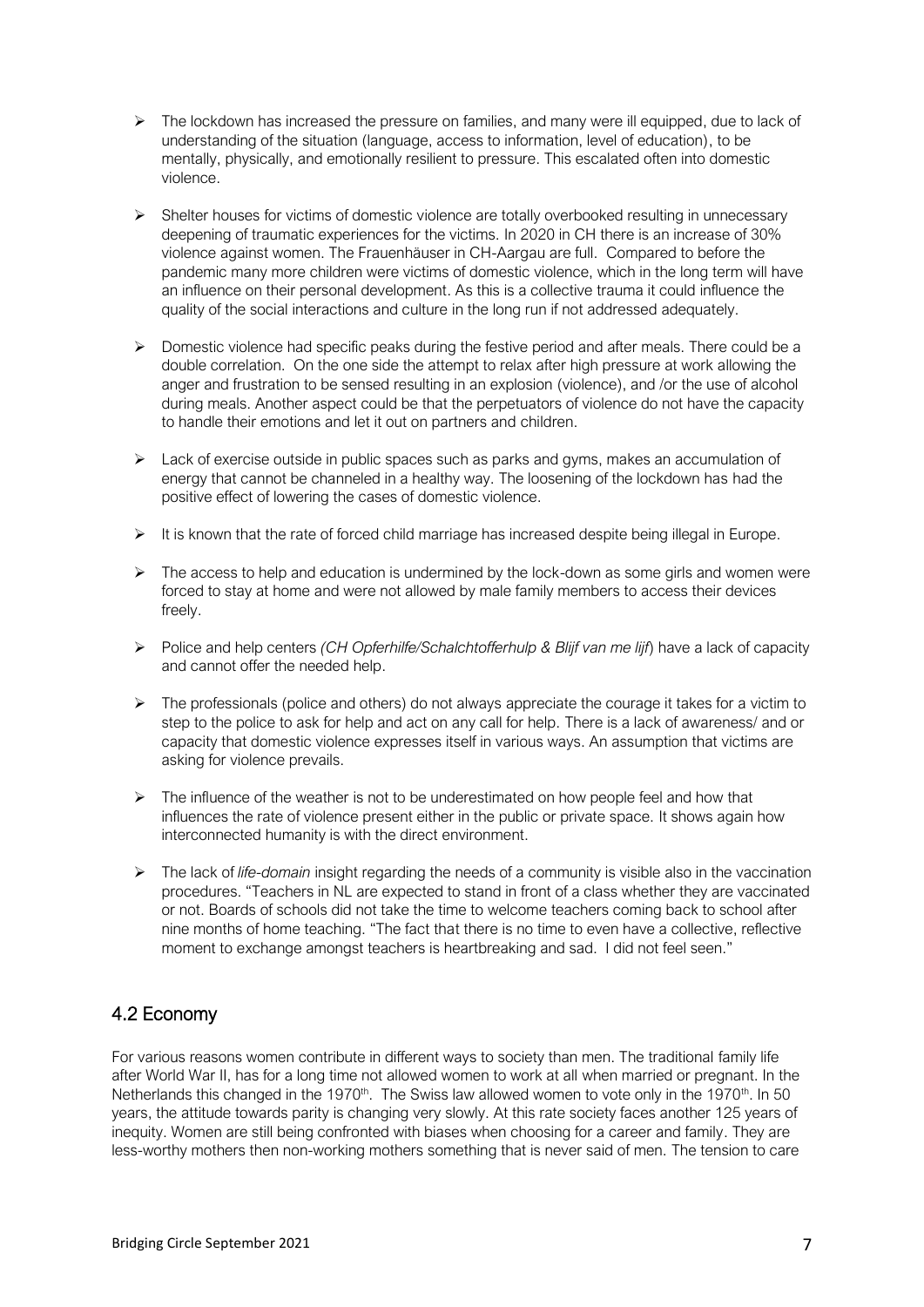- The lockdown has increased the pressure on families, and many were ill equipped, due to lack of understanding of the situation (language, access to information, level of education), to be mentally, physically, and emotionally resilient to pressure. This escalated often into domestic violence.

- Shelter houses for victims of domestic violence are totally overbooked resulting in unnecessary deepening of traumatic experiences for the victims. In 2020 in CH there is an increase of 30% violence against women. The Frauenhäuser in CH-Aargau are full. Compared to before the pandemic many more children were victims of domestic violence, which in the long term will have an influence on their personal development. As this is a collective trauma it could influence the quality of the social interactions and culture in the long run if not addressed adequately.

- Domestic violence had specific peaks during the festive period and after meals. There could be a double correlation. On the one side the attempt to relax after high pressure at work allowing the anger and frustration to be sensed resulting in an explosion (violence), and /or the use of alcohol during meals. Another aspect could be that the perpetuators of violence do not have the capacity to handle their emotions and let it out on partners and children.

- Lack of exercise outside in public spaces such as parks and gyms, makes an accumulation of energy that cannot be channeled in a healthy way. The loosening of the lockdown has had the positive effect of lowering the cases of domestic violence.

- It is known that the rate of forced child marriage has increased despite being illegal in Europe.

- The access to help and education is undermined by the lock-down as some girls and women were forced to stay at home and were not allowed by male family members to access their devices freely.

- Police and help centers *(CH Opferhilfe/Schalchtofferhulp & Blijf van me lijf*) have a lack of capacity and cannot offer the needed help.

- The professionals (police and others) do not always appreciate the courage it takes for a victim to step to the police to ask for help and act on any call for help. There is a lack of awareness/ and or capacity that domestic violence expresses itself in various ways. An assumption that victims are asking for violence prevails.

- The influence of the weather is not to be underestimated on how people feel and how that influences the rate of violence present either in the public or private space. It shows again how interconnected humanity is with the direct environment.

- The lack of *life-domain* insight regarding the needs of a community is visible also in the vaccination procedures. "Teachers in NL are expected to stand in front of a class whether they are vaccinated or not. Boards of schools did not take the time to welcome teachers coming back to school after nine months of home teaching. "The fact that there is no time to even have a collective, reflective moment to exchange amongst teachers is heartbreaking and sad. I did not feel seen."

## 4.2 Economy

For various reasons women contribute in different ways to society than men. The traditional family life after World War II, has for a long time not allowed women to work at all when married or pregnant. In the Netherlands this changed in the 1970th. The Swiss law allowed women to vote only in the 1970th. In 50 years, the attitude towards parity is changing very slowly. At this rate society faces another 125 years of inequity. Women are still being confronted with biases when choosing for a career and family. They are less-worthy mothers then non-working mothers something that is never said of men. The tension to care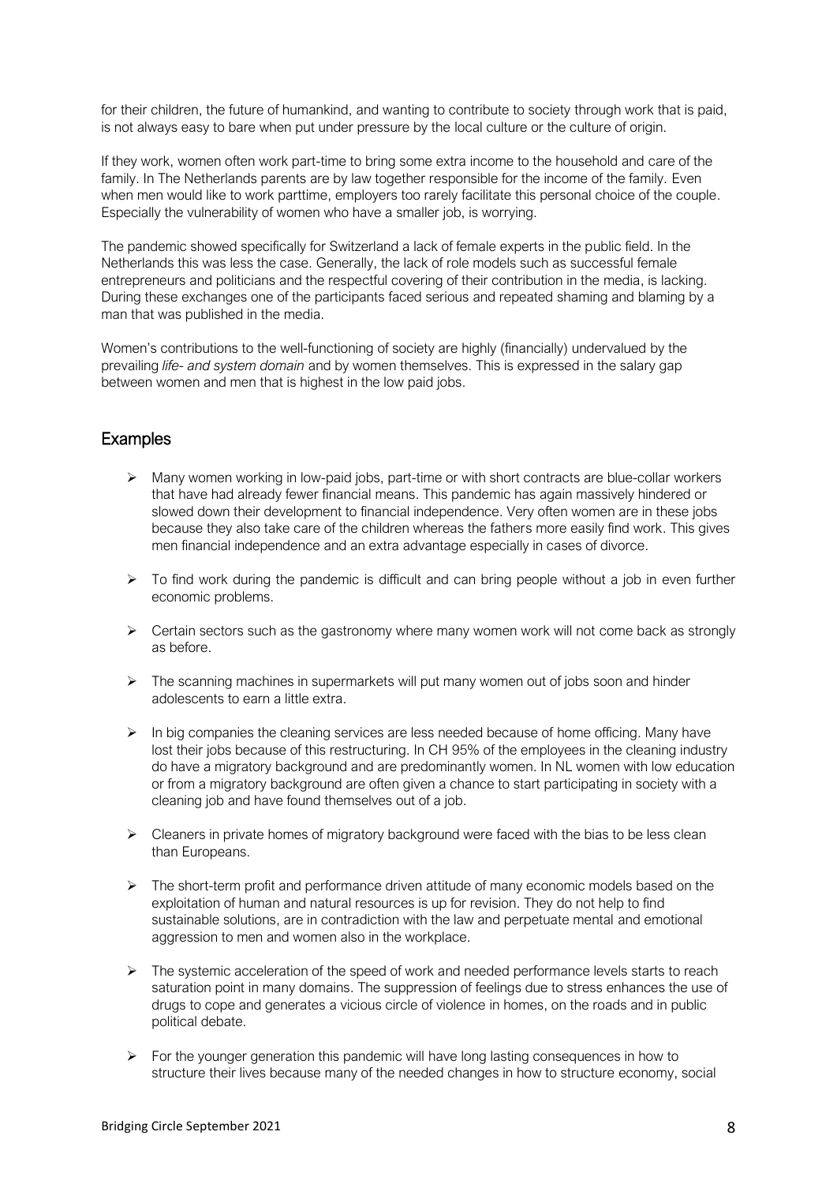for their children, the future of humankind, and wanting to contribute to society through work that is paid, is not always easy to bare when put under pressure by the local culture or the culture of origin.

If they work, women often work part-time to bring some extra income to the household and care of the family. In The Netherlands parents are by law together responsible for the income of the family. Even when men would like to work parttime, employers too rarely facilitate this personal choice of the couple. Especially the vulnerability of women who have a smaller job, is worrying.

The pandemic showed specifically for Switzerland a lack of female experts in the public field. In the Netherlands this was less the case. Generally, the lack of role models such as successful female entrepreneurs and politicians and the respectful covering of their contribution in the media, is lacking. During these exchanges one of the participants faced serious and repeated shaming and blaming by a man that was published in the media.

Women's contributions to the well-functioning of society are highly (financially) undervalued by the prevailing *life- and system domain* and by women themselves. This is expressed in the salary gap between women and men that is highest in the low paid jobs.

## Examples

- Many women working in low-paid jobs, part-time or with short contracts are blue-collar workers that have had already fewer financial means. This pandemic has again massively hindered or slowed down their development to financial independence. Very often women are in these jobs because they also take care of the children whereas the fathers more easily find work. This gives men financial independence and an extra advantage especially in cases of divorce.
- To find work during the pandemic is difficult and can bring people without a job in even further economic problems.
- Certain sectors such as the gastronomy where many women work will not come back as strongly as before.
- The scanning machines in supermarkets will put many women out of jobs soon and hinder adolescents to earn a little extra.
- In big companies the cleaning services are less needed because of home officing. Many have lost their jobs because of this restructuring. In CH 95% of the employees in the cleaning industry do have a migratory background and are predominantly women. In NL women with low education or from a migratory background are often given a chance to start participating in society with a cleaning job and have found themselves out of a job.
- Cleaners in private homes of migratory background were faced with the bias to be less clean than Europeans.
- The short-term profit and performance driven attitude of many economic models based on the exploitation of human and natural resources is up for revision. They do not help to find sustainable solutions, are in contradiction with the law and perpetuate mental and emotional aggression to men and women also in the workplace.
- The systemic acceleration of the speed of work and needed performance levels starts to reach saturation point in many domains. The suppression of feelings due to stress enhances the use of drugs to cope and generates a vicious circle of violence in homes, on the roads and in public political debate.
- For the younger generation this pandemic will have long lasting consequences in how to structure their lives because many of the needed changes in how to structure economy, social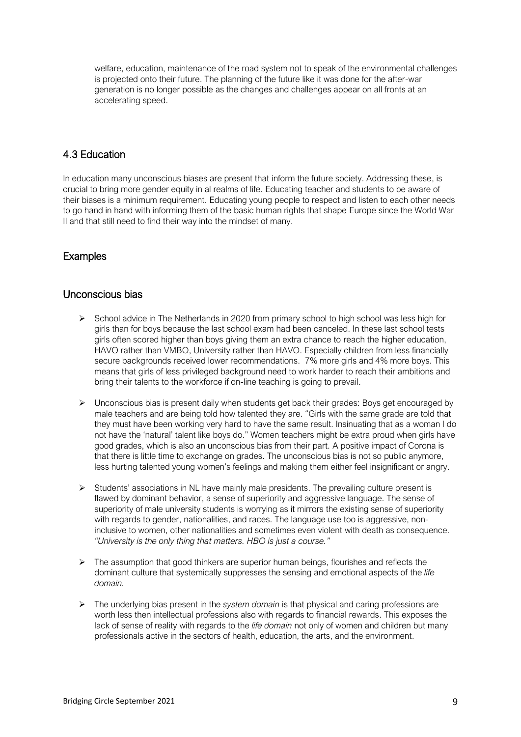welfare, education, maintenance of the road system not to speak of the environmental challenges is projected onto their future. The planning of the future like it was done for the after-war generation is no longer possible as the changes and challenges appear on all fronts at an accelerating speed.

## 4.3 Education

In education many unconscious biases are present that inform the future society. Addressing these, is crucial to bring more gender equity in al realms of life. Educating teacher and students to be aware of their biases is a minimum requirement. Educating young people to respect and listen to each other needs to go hand in hand with informing them of the basic human rights that shape Europe since the World War II and that still need to find their way into the mindset of many.

## Examples

## Unconscious bias

- School advice in The Netherlands in 2020 from primary school to high school was less high for girls than for boys because the last school exam had been canceled. In these last school tests girls often scored higher than boys giving them an extra chance to reach the higher education, HAVO rather than VMBO, University rather than HAVO. Especially children from less financially secure backgrounds received lower recommendations. 7% more girls and 4% more boys. This means that girls of less privileged background need to work harder to reach their ambitions and bring their talents to the workforce if on-line teaching is going to prevail.
- Unconscious bias is present daily when students get back their grades: Boys get encouraged by male teachers and are being told how talented they are. "Girls with the same grade are told that they must have been working very hard to have the same result. Insinuating that as a woman I do not have the 'natural' talent like boys do." Women teachers might be extra proud when girls have good grades, which is also an unconscious bias from their part. A positive impact of Corona is that there is little time to exchange on grades. The unconscious bias is not so public anymore, less hurting talented young women's feelings and making them either feel insignificant or angry.
- Students' associations in NL have mainly male presidents. The prevailing culture present is flawed by dominant behavior, a sense of superiority and aggressive language. The sense of superiority of male university students is worrying as it mirrors the existing sense of superiority with regards to gender, nationalities, and races. The language use too is aggressive, non-inclusive to women, other nationalities and sometimes even violent with death as consequence. *"University is the only thing that matters. HBO is just a course."*
- The assumption that good thinkers are superior human beings, flourishes and reflects the dominant culture that systemically suppresses the sensing and emotional aspects of the *life domain.*
- The underlying bias present in the *system domain* is that physical and caring professions are worth less then intellectual professions also with regards to financial rewards. This exposes the lack of sense of reality with regards to the *life domain* not only of women and children but many professionals active in the sectors of health, education, the arts, and the environment.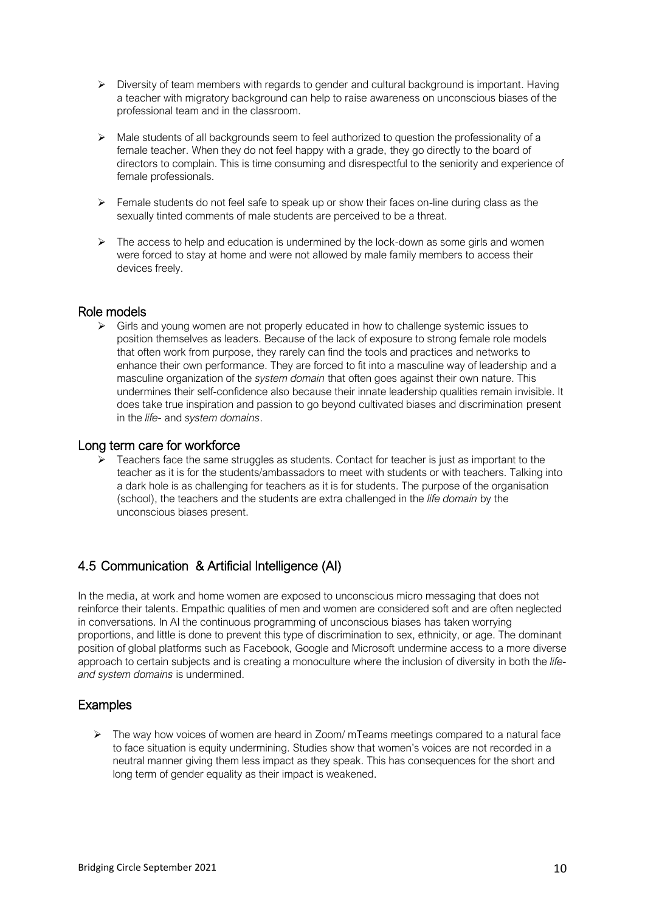- Diversity of team members with regards to gender and cultural background is important. Having a teacher with migratory background can help to raise awareness on unconscious biases of the professional team and in the classroom.

- Male students of all backgrounds seem to feel authorized to question the professionality of a female teacher. When they do not feel happy with a grade, they go directly to the board of directors to complain. This is time consuming and disrespectful to the seniority and experience of female professionals.

- Female students do not feel safe to speak up or show their faces on-line during class as the sexually tinted comments of male students are perceived to be a threat.

- The access to help and education is undermined by the lock-down as some girls and women were forced to stay at home and were not allowed by male family members to access their devices freely.

### Role models

- Girls and young women are not properly educated in how to challenge systemic issues to position themselves as leaders. Because of the lack of exposure to strong female role models that often work from purpose, they rarely can find the tools and practices and networks to enhance their own performance. They are forced to fit into a masculine way of leadership and a masculine organization of the *system domain* that often goes against their own nature. This undermines their self-confidence also because their innate leadership qualities remain invisible. It does take true inspiration and passion to go beyond cultivated biases and discrimination present in the *life-* and *system domains*.

### Long term care for workforce

- Teachers face the same struggles as students. Contact for teacher is just as important to the teacher as it is for the students/ambassadors to meet with students or with teachers. Talking into a dark hole is as challenging for teachers as it is for students. The purpose of the organisation (school), the teachers and the students are extra challenged in the *life domain* by the unconscious biases present.

## 4.5 Communication & Artificial Intelligence (AI)

In the media, at work and home women are exposed to unconscious micro messaging that does not reinforce their talents. Empathic qualities of men and women are considered soft and are often neglected in conversations. In AI the continuous programming of unconscious biases has taken worrying proportions, and little is done to prevent this type of discrimination to sex, ethnicity, or age. The dominant position of global platforms such as Facebook, Google and Microsoft undermine access to a more diverse approach to certain subjects and is creating a monoculture where the inclusion of diversity in both the *life- and system domains* is undermined.

### Examples

- The way how voices of women are heard in Zoom/ mTeams meetings compared to a natural face to face situation is equity undermining. Studies show that women's voices are not recorded in a neutral manner giving them less impact as they speak. This has consequences for the short and long term of gender equality as their impact is weakened.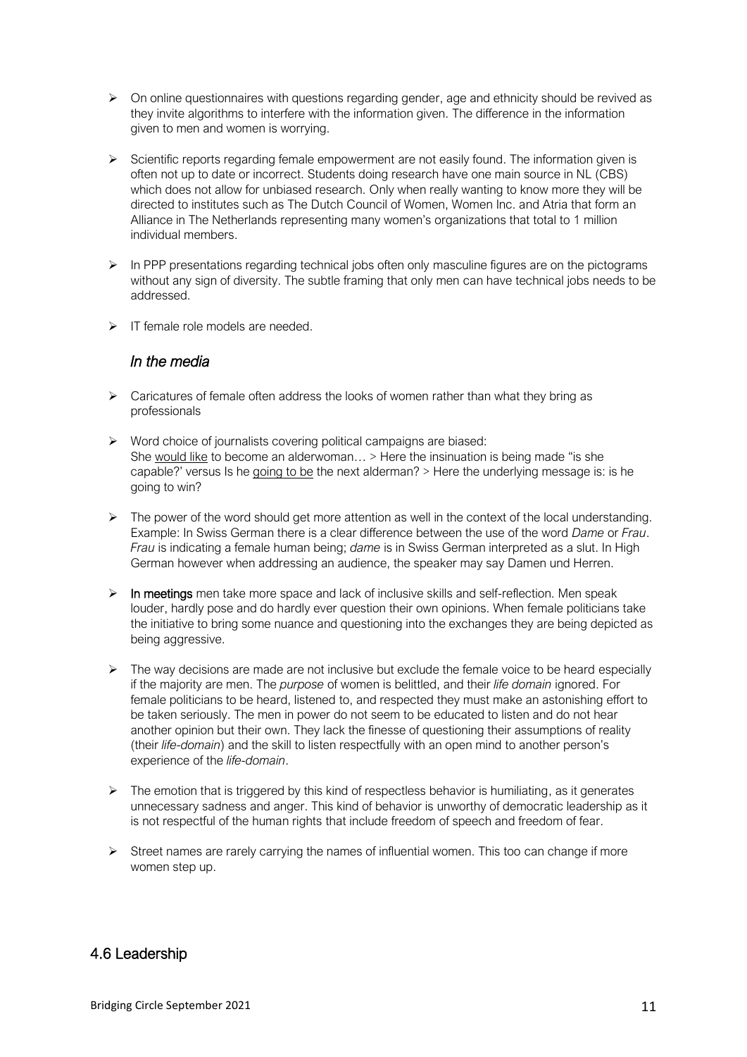- On online questionnaires with questions regarding gender, age and ethnicity should be revived as they invite algorithms to interfere with the information given. The difference in the information given to men and women is worrying.

- Scientific reports regarding female empowerment are not easily found. The information given is often not up to date or incorrect. Students doing research have one main source in NL (CBS) which does not allow for unbiased research. Only when really wanting to know more they will be directed to institutes such as The Dutch Council of Women, Women Inc. and Atria that form an Alliance in The Netherlands representing many women's organizations that total to 1 million individual members.

- In PPP presentations regarding technical jobs often only masculine figures are on the pictograms without any sign of diversity. The subtle framing that only men can have technical jobs needs to be addressed.

- IT female role models are needed.

### *In the media*

- Caricatures of female often address the looks of women rather than what they bring as professionals

- Word choice of journalists covering political campaigns are biased:
  She <u>would like</u> to become an alderwoman… > Here the insinuation is being made "is she capable?' versus Is he <u>going to be</u> the next alderman? > Here the underlying message is: is he going to win?

- The power of the word should get more attention as well in the context of the local understanding. Example: In Swiss German there is a clear difference between the use of the word *Dame* or *Frau*. *Frau* is indicating a female human being; *dame* is in Swiss German interpreted as a slut. In High German however when addressing an audience, the speaker may say Damen und Herren.

- **In meetings** men take more space and lack of inclusive skills and self-reflection. Men speak louder, hardly pose and do hardly ever question their own opinions. When female politicians take the initiative to bring some nuance and questioning into the exchanges they are being depicted as being aggressive.

- The way decisions are made are not inclusive but exclude the female voice to be heard especially if the majority are men. The *purpose* of women is belittled, and their *life domain* ignored. For female politicians to be heard, listened to, and respected they must make an astonishing effort to be taken seriously. The men in power do not seem to be educated to listen and do not hear another opinion but their own. They lack the finesse of questioning their assumptions of reality (their *life-domain*) and the skill to listen respectfully with an open mind to another person's experience of the *life-domain*.

- The emotion that is triggered by this kind of respectless behavior is humiliating, as it generates unnecessary sadness and anger. This kind of behavior is unworthy of democratic leadership as it is not respectful of the human rights that include freedom of speech and freedom of fear.

- Street names are rarely carrying the names of influential women. This too can change if more women step up.

## 4.6 Leadership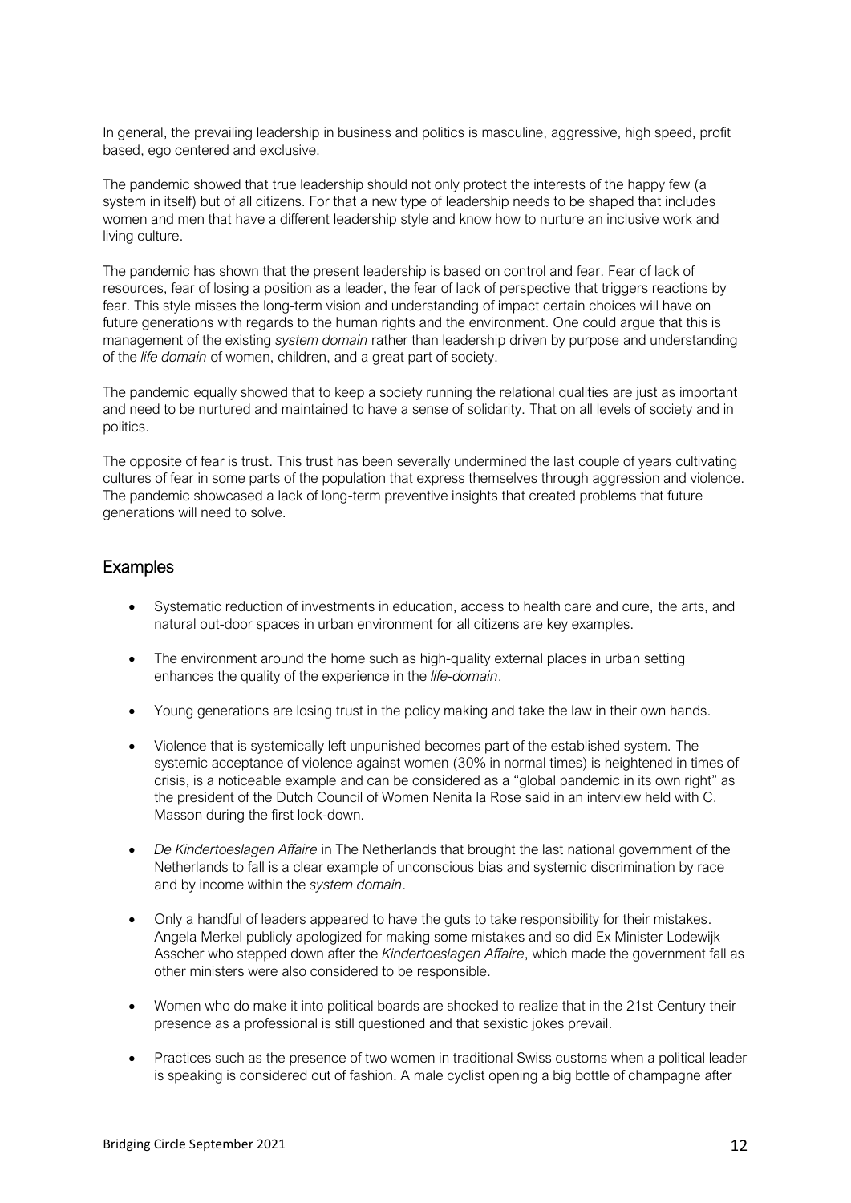In general, the prevailing leadership in business and politics is masculine, aggressive, high speed, profit based, ego centered and exclusive.

The pandemic showed that true leadership should not only protect the interests of the happy few (a system in itself) but of all citizens. For that a new type of leadership needs to be shaped that includes women and men that have a different leadership style and know how to nurture an inclusive work and living culture.

The pandemic has shown that the present leadership is based on control and fear. Fear of lack of resources, fear of losing a position as a leader, the fear of lack of perspective that triggers reactions by fear. This style misses the long-term vision and understanding of impact certain choices will have on future generations with regards to the human rights and the environment. One could argue that this is management of the existing *system domain* rather than leadership driven by purpose and understanding of the *life domain* of women, children, and a great part of society.

The pandemic equally showed that to keep a society running the relational qualities are just as important and need to be nurtured and maintained to have a sense of solidarity. That on all levels of society and in politics.

The opposite of fear is trust. This trust has been severally undermined the last couple of years cultivating cultures of fear in some parts of the population that express themselves through aggression and violence. The pandemic showcased a lack of long-term preventive insights that created problems that future generations will need to solve.

## Examples

- Systematic reduction of investments in education, access to health care and cure, the arts, and natural out-door spaces in urban environment for all citizens are key examples.
- The environment around the home such as high-quality external places in urban setting enhances the quality of the experience in the *life-domain*.
- Young generations are losing trust in the policy making and take the law in their own hands.
- Violence that is systemically left unpunished becomes part of the established system. The systemic acceptance of violence against women (30% in normal times) is heightened in times of crisis, is a noticeable example and can be considered as a "global pandemic in its own right" as the president of the Dutch Council of Women Nenita la Rose said in an interview held with C. Masson during the first lock-down.
- *De Kindertoeslagen Affaire* in The Netherlands that brought the last national government of the Netherlands to fall is a clear example of unconscious bias and systemic discrimination by race and by income within the *system domain*.
- Only a handful of leaders appeared to have the guts to take responsibility for their mistakes. Angela Merkel publicly apologized for making some mistakes and so did Ex Minister Lodewijk Asscher who stepped down after the *Kindertoeslagen Affaire*, which made the government fall as other ministers were also considered to be responsible.
- Women who do make it into political boards are shocked to realize that in the 21st Century their presence as a professional is still questioned and that sexistic jokes prevail.
- Practices such as the presence of two women in traditional Swiss customs when a political leader is speaking is considered out of fashion. A male cyclist opening a big bottle of champagne after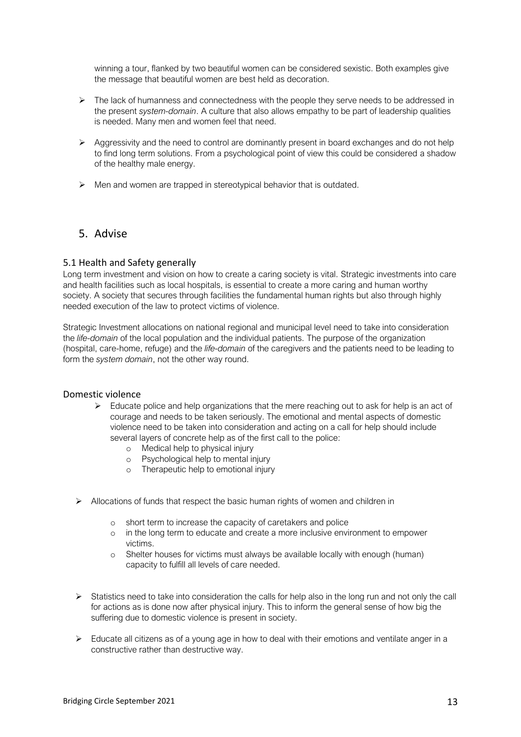winning a tour, flanked by two beautiful women can be considered sexistic. Both examples give the message that beautiful women are best held as decoration.

- The lack of humanness and connectedness with the people they serve needs to be addressed in the present *system-domain*. A culture that also allows empathy to be part of leadership qualities is needed. Many men and women feel that need.
- Aggressivity and the need to control are dominantly present in board exchanges and do not help to find long term solutions. From a psychological point of view this could be considered a shadow of the healthy male energy.
- Men and women are trapped in stereotypical behavior that is outdated.

## 5. Advise

### 5.1 Health and Safety generally

Long term investment and vision on how to create a caring society is vital. Strategic investments into care and health facilities such as local hospitals, is essential to create a more caring and human worthy society. A society that secures through facilities the fundamental human rights but also through highly needed execution of the law to protect victims of violence.

Strategic Investment allocations on national regional and municipal level need to take into consideration the *life-domain* of the local population and the individual patients. The purpose of the organization (hospital, care-home, refuge) and the *life-domain* of the caregivers and the patients need to be leading to form the *system domain*, not the other way round.

### Domestic violence

- Educate police and help organizations that the mere reaching out to ask for help is an act of courage and needs to be taken seriously. The emotional and mental aspects of domestic violence need to be taken into consideration and acting on a call for help should include several layers of concrete help as of the first call to the police:
  - Medical help to physical injury
  - Psychological help to mental injury
  - Therapeutic help to emotional injury
- Allocations of funds that respect the basic human rights of women and children in
  - short term to increase the capacity of caretakers and police
  - in the long term to educate and create a more inclusive environment to empower victims.
  - Shelter houses for victims must always be available locally with enough (human) capacity to fulfill all levels of care needed.
- Statistics need to take into consideration the calls for help also in the long run and not only the call for actions as is done now after physical injury. This to inform the general sense of how big the suffering due to domestic violence is present in society.
- Educate all citizens as of a young age in how to deal with their emotions and ventilate anger in a constructive rather than destructive way.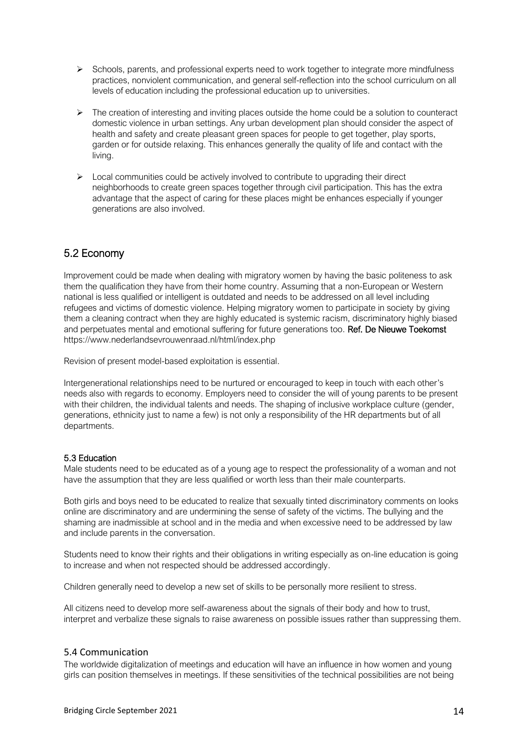- Schools, parents, and professional experts need to work together to integrate more mindfulness practices, nonviolent communication, and general self-reflection into the school curriculum on all levels of education including the professional education up to universities.
- The creation of interesting and inviting places outside the home could be a solution to counteract domestic violence in urban settings. Any urban development plan should consider the aspect of health and safety and create pleasant green spaces for people to get together, play sports, garden or for outside relaxing. This enhances generally the quality of life and contact with the living.
- Local communities could be actively involved to contribute to upgrading their direct neighborhoods to create green spaces together through civil participation. This has the extra advantage that the aspect of caring for these places might be enhances especially if younger generations are also involved.

## 5.2 Economy

Improvement could be made when dealing with migratory women by having the basic politeness to ask them the qualification they have from their home country. Assuming that a non-European or Western national is less qualified or intelligent is outdated and needs to be addressed on all level including refugees and victims of domestic violence. Helping migratory women to participate in society by giving them a cleaning contract when they are highly educated is systemic racism, discriminatory highly biased and perpetuates mental and emotional suffering for future generations too. **Ref. De Nieuwe Toekomst** https://www.nederlandsevrouwenraad.nl/html/index.php

Revision of present model-based exploitation is essential.

Intergenerational relationships need to be nurtured or encouraged to keep in touch with each other's needs also with regards to economy. Employers need to consider the will of young parents to be present with their children, the individual talents and needs. The shaping of inclusive workplace culture (gender, generations, ethnicity just to name a few) is not only a responsibility of the HR departments but of all departments.

### 5.3 Education

Male students need to be educated as of a young age to respect the professionality of a woman and not have the assumption that they are less qualified or worth less than their male counterparts.

Both girls and boys need to be educated to realize that sexually tinted discriminatory comments on looks online are discriminatory and are undermining the sense of safety of the victims. The bullying and the shaming are inadmissible at school and in the media and when excessive need to be addressed by law and include parents in the conversation.

Students need to know their rights and their obligations in writing especially as on-line education is going to increase and when not respected should be addressed accordingly.

Children generally need to develop a new set of skills to be personally more resilient to stress.

All citizens need to develop more self-awareness about the signals of their body and how to trust, interpret and verbalize these signals to raise awareness on possible issues rather than suppressing them.

## 5.4 Communication

The worldwide digitalization of meetings and education will have an influence in how women and young girls can position themselves in meetings. If these sensitivities of the technical possibilities are not being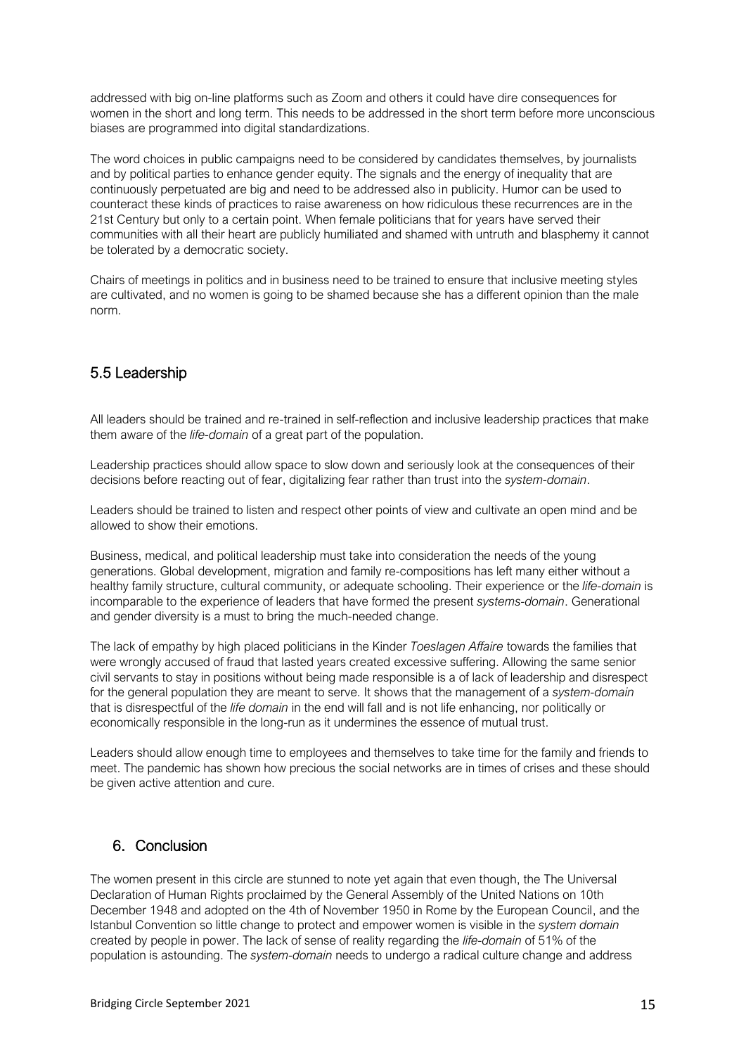addressed with big on-line platforms such as Zoom and others it could have dire consequences for women in the short and long term. This needs to be addressed in the short term before more unconscious biases are programmed into digital standardizations.

The word choices in public campaigns need to be considered by candidates themselves, by journalists and by political parties to enhance gender equity. The signals and the energy of inequality that are continuously perpetuated are big and need to be addressed also in publicity. Humor can be used to counteract these kinds of practices to raise awareness on how ridiculous these recurrences are in the 21st Century but only to a certain point. When female politicians that for years have served their communities with all their heart are publicly humiliated and shamed with untruth and blasphemy it cannot be tolerated by a democratic society.

Chairs of meetings in politics and in business need to be trained to ensure that inclusive meeting styles are cultivated, and no women is going to be shamed because she has a different opinion than the male norm.

## 5.5 Leadership

All leaders should be trained and re-trained in self-reflection and inclusive leadership practices that make them aware of the *life-domain* of a great part of the population.

Leadership practices should allow space to slow down and seriously look at the consequences of their decisions before reacting out of fear, digitalizing fear rather than trust into the *system-domain*.

Leaders should be trained to listen and respect other points of view and cultivate an open mind and be allowed to show their emotions.

Business, medical, and political leadership must take into consideration the needs of the young generations. Global development, migration and family re-compositions has left many either without a healthy family structure, cultural community, or adequate schooling. Their experience or the *life-domain* is incomparable to the experience of leaders that have formed the present *systems-domain*. Generational and gender diversity is a must to bring the much-needed change.

The lack of empathy by high placed politicians in the Kinder *Toeslagen Affaire* towards the families that were wrongly accused of fraud that lasted years created excessive suffering. Allowing the same senior civil servants to stay in positions without being made responsible is a of lack of leadership and disrespect for the general population they are meant to serve. It shows that the management of a *system-domain* that is disrespectful of the *life domain* in the end will fall and is not life enhancing, nor politically or economically responsible in the long-run as it undermines the essence of mutual trust.

Leaders should allow enough time to employees and themselves to take time for the family and friends to meet. The pandemic has shown how precious the social networks are in times of crises and these should be given active attention and cure.

# 6. Conclusion

The women present in this circle are stunned to note yet again that even though, the The Universal Declaration of Human Rights proclaimed by the General Assembly of the United Nations on 10th December 1948 and adopted on the 4th of November 1950 in Rome by the European Council, and the Istanbul Convention so little change to protect and empower women is visible in the *system domain* created by people in power. The lack of sense of reality regarding the *life-domain* of 51% of the population is astounding. The *system-domain* needs to undergo a radical culture change and address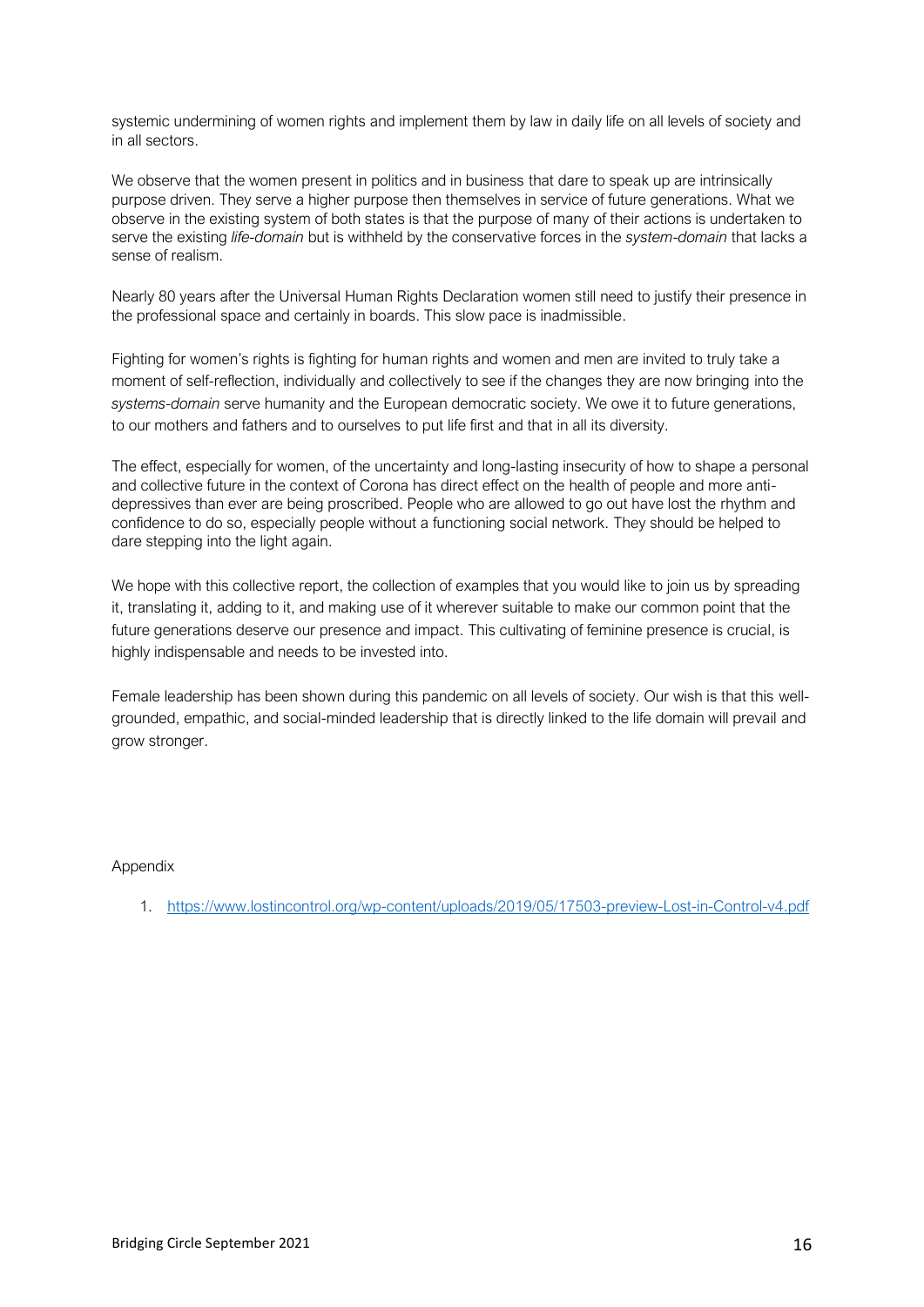systemic undermining of women rights and implement them by law in daily life on all levels of society and in all sectors.

We observe that the women present in politics and in business that dare to speak up are intrinsically purpose driven. They serve a higher purpose then themselves in service of future generations. What we observe in the existing system of both states is that the purpose of many of their actions is undertaken to serve the existing *life-domain* but is withheld by the conservative forces in the *system-domain* that lacks a sense of realism.

Nearly 80 years after the Universal Human Rights Declaration women still need to justify their presence in the professional space and certainly in boards. This slow pace is inadmissible.

Fighting for women's rights is fighting for human rights and women and men are invited to truly take a moment of self-reflection, individually and collectively to see if the changes they are now bringing into the *systems-domain* serve humanity and the European democratic society. We owe it to future generations, to our mothers and fathers and to ourselves to put life first and that in all its diversity.

The effect, especially for women, of the uncertainty and long-lasting insecurity of how to shape a personal and collective future in the context of Corona has direct effect on the health of people and more anti-depressives than ever are being proscribed. People who are allowed to go out have lost the rhythm and confidence to do so, especially people without a functioning social network. They should be helped to dare stepping into the light again.

We hope with this collective report, the collection of examples that you would like to join us by spreading it, translating it, adding to it, and making use of it wherever suitable to make our common point that the future generations deserve our presence and impact. This cultivating of feminine presence is crucial, is highly indispensable and needs to be invested into.

Female leadership has been shown during this pandemic on all levels of society. Our wish is that this well-grounded, empathic, and social-minded leadership that is directly linked to the life domain will prevail and grow stronger.

Appendix

1. https://www.lostincontrol.org/wp-content/uploads/2019/05/17503-preview-Lost-in-Control-v4.pdf